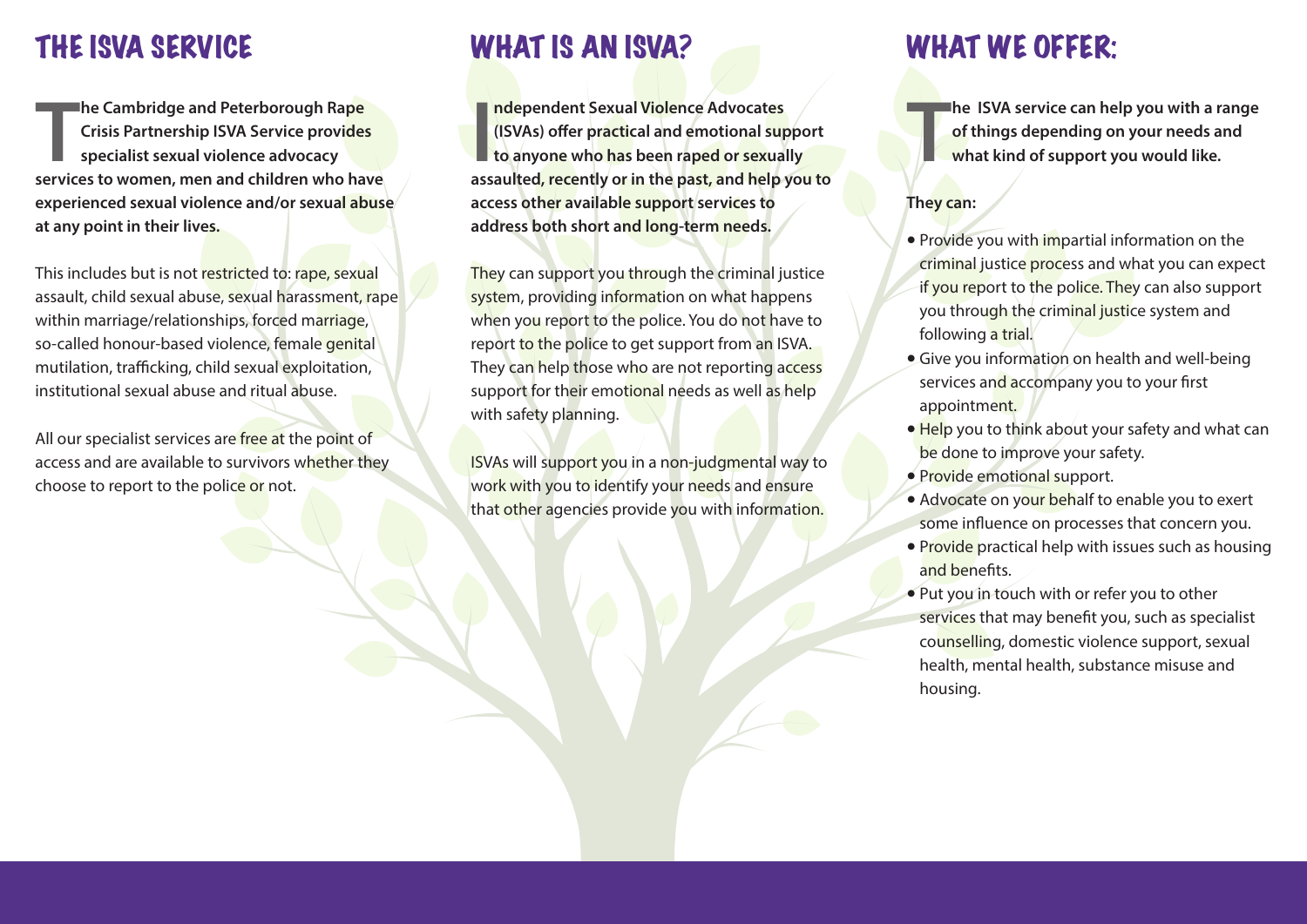# THE ISVA SERVICE

**The Cambridge and Peterborough Rape Crisis Partnership ISVA Service provides specialist sexual violence advocacy services to women, men and children who have experienced sexual violence and/or sexual abuse at any point in their lives.**

This includes but is not restricted to: rape, sexual assault, child sexual abuse, sexual harassment, rape within marriage/relationships, forced marriage, so-called honour-based violence, female genital mutilation, trafficking, child sexual exploitation, institutional sexual abuse and ritual abuse.

All our specialist services are free at the point of access and are available to survivors whether they choose to report to the police or not.

# WHAT IS AN ISVA?

**Independent Sexual Violence Advocates (ISVAs) offer practical and emotional support to anyone who has been raped or sexually assaulted, recently or in the past, and help you to access other available support services to address both short and long-term needs.**

They can support you through the criminal justice system, providing information on what happens when you report to the police. You do not have to report to the police to get support from an ISVA. They can help those who are not reporting access support for their emotional needs as well as help with safety planning.

ISVAs will support you in a non-judgmental way to work with you to identify your needs and ensure that other agencies provide you with information.

# WHAT WE OFFER:

**The ISVA service can help you with a range of things depending on your needs and what kind of support you would like.**

**They can:**

- Provide you with impartial information on the criminal justice process and what you can expect if you report to the police. They can also support you through the criminal justice system and following a trial.
- Give you information on health and well-being services and accompany you to your first appointment.
- Help you to think about your safety and what can be done to improve your safety.
- Provide emotional support.
- Advocate on your behalf to enable you to exert some influence on processes that concern you.
- Provide practical help with issues such as housing and benefits.
- Put you in touch with or refer you to other services that may benefit you, such as specialist counselling, domestic violence support, sexual health, mental health, substance misuse and housing.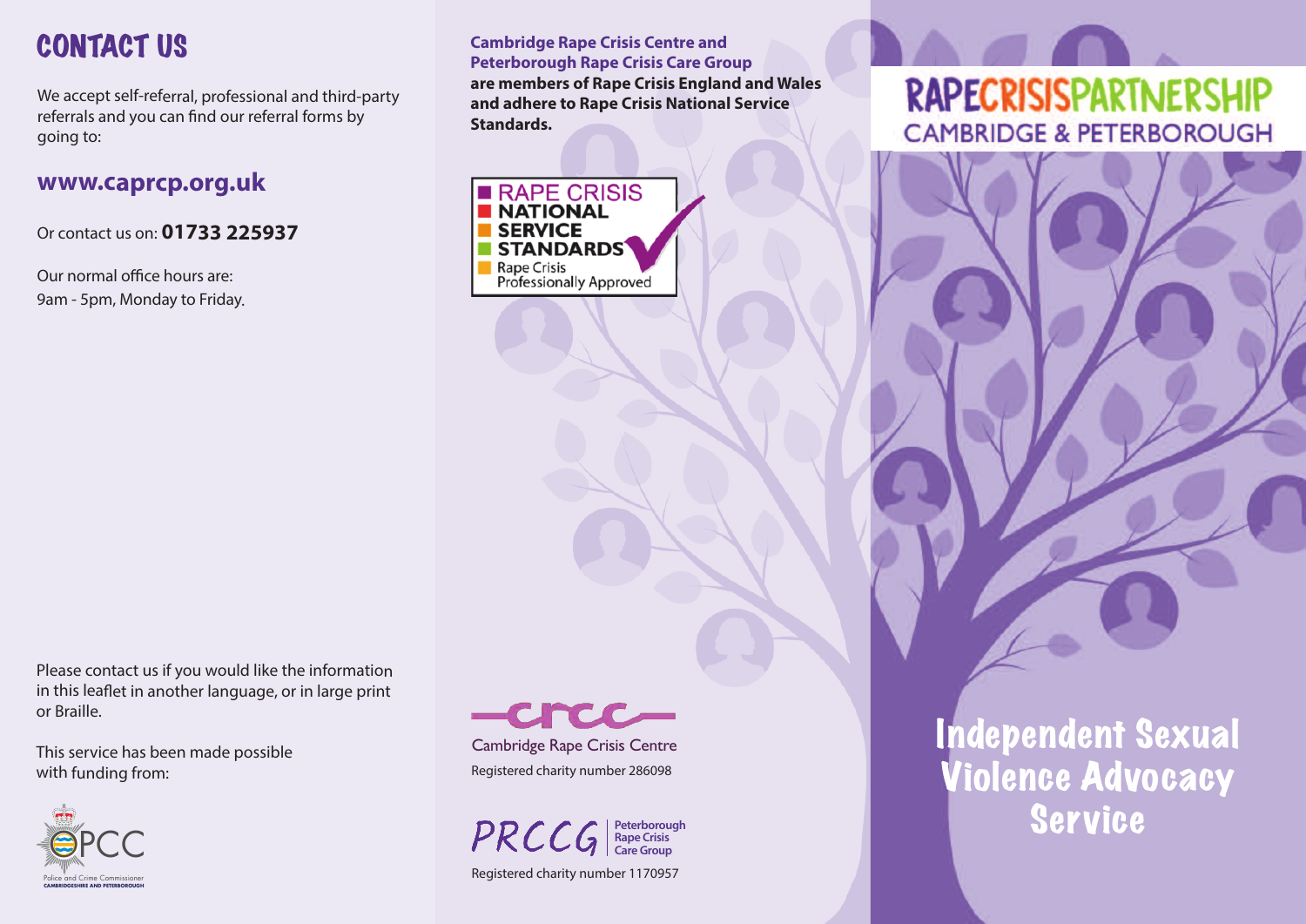# CONTACT US

We accept self-referral, professional and third-party referrals and you can find our referral forms by going to:

## www.caprcp.org.uk

Or contact us on: **01733 225937**

Our normal office hours are:
9am - 5pm, Monday to Friday.

Please contact us if you would like the information in this leaflet in another language, or in large print or Braille.

This service has been made possible with funding from:

OPCC
Police and Crime Commissioner
CAMBRIDGESHIRE AND PETERBOROUGH

**Cambridge Rape Crisis Centre and Peterborough Rape Crisis Care Group are members of Rape Crisis England and Wales and adhere to Rape Crisis National Service Standards.**

RAPE CRISIS
NATIONAL
SERVICE
STANDARDS
Rape Crisis
Professionally Approved

crcc
Cambridge Rape Crisis Centre
Registered charity number 286098

PRCCG
Peterborough Rape Crisis Care Group
Registered charity number 1170957

# RAPECRISISPARTNERSHIP
## CAMBRIDGE & PETERBOROUGH

# Independent Sexual Violence Advocacy Service